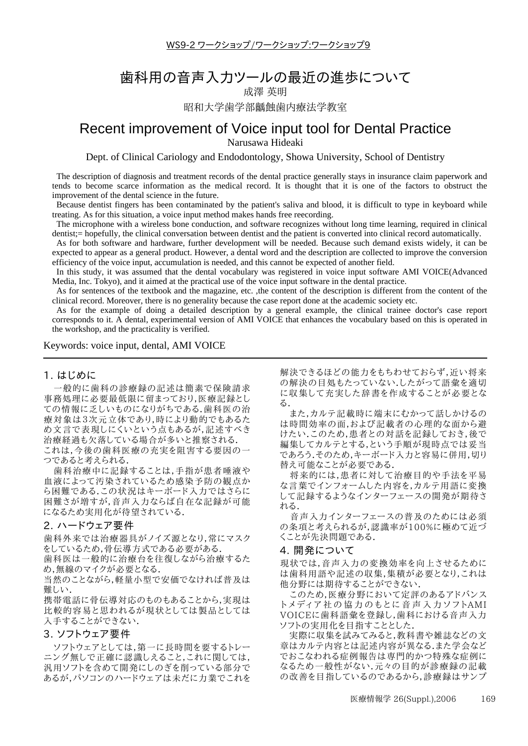WS9-2 ワークショップ/ワークショップ:ワークショップ9

# 歯科用の音声入力ツールの最近の進歩について

成澤 英明

昭和大学歯学部齲蝕歯内療法学教室

# Recent improvement of Voice input tool for Dental Practice

Narusawa Hideaki

Dept. of Clinical Cariology and Endodontology, Showa University, School of Dentistry

The description of diagnosis and treatment records of the dental practice generally stays in insurance claim paperwork and tends to become scarce information as the medical record. It is thought that it is one of the factors to obstruct the improvement of the dental science in the future.

Because dentist fingers has been contaminated by the patient's saliva and blood, it is difficult to type in keyboard while treating. As for this situation, a voice input method makes hands free reecording.

The microphone with a wireless bone conduction, and software recognizes without long time learning, required in clinical dentist;= hopefully, the clinical conversation between dentist and the patient is converted into clinical record automatically.

As for both software and hardware, further development will be needed. Because such demand exists widely, it can be expected to appear as a general product. However, a dental word and the description are collected to improve the conversion efficiency of the voice input, accumulation is needed, and this cannot be expected of another field.

In this study, it was assumed that the dental vocabulary was registered in voice input software AMI VOICE(Advanced Media, Inc. Tokyo), and it aimed at the practical use of the voice input software in the dental practice.

As for sentences of the textbook and the magazine, etc. ,the content of the description is different from the content of the clinical record. Moreover, there is no generality because the case report done at the academic society etc.

As for the example of doing a detailed description by a general example, the clinical trainee doctor's case report corresponds to it. A dental, experimental version of AMI VOICE that enhances the vocabulary based on this is operated in the workshop, and the practicality is verified.

Keywords: voice input, dental, AMI VOICE

## 1. はじめに

一般的に歯科の診療録の記述は簡素で保険請求事務処理に必要最低限に留まっており,医療記録としての情報に乏しいものになりがちである.歯科医の治療対象は3次元立体であり,時により動的でもあるため文言で表現しにくいという点もあるが,記述すべき治療経過も欠落している場合が多いと推察される.

これは,今後の歯科医療の充実を阻害する要因の一つであると考えられる.

歯科治療中に記録することは,手指が患者唾液や血液によって汚染されているため感染予防の観点から困難である.この状況はキーボード入力ではさらに困難さが増すが,音声入力ならば自在な記録が可能になるため実用化が待望されている.

## 2. ハードウェア要件

歯科外来では治療器具がノイズ源となり,常にマスクをしているため,骨伝導方式である必要がある.

歯科医は一般的に治療台を往復しながら治療するため,無線のマイクが必要となる.

当然のことながら,軽量小型で安価でなければ普及は難しい.

携帯電話に骨伝導対応のものもあることから,実現は比較的容易と思われるが現状としては製品としては入手することができない.

## 3. ソフトウェア要件

ソフトウェアとしては,第一に長時間を要するトレーニング無しで正確に認識しえること,これに関しては,汎用ソフトを含めて開発にしのぎを削っている部分であるが,パソコンのハードウェアは未だに力業でこれを解決できるほどの能力をもちわせておらず,近い将来の解決の目処もたっていない.したがって語彙を適切に収集して充実した辞書を作成することが必要となる.

また,カルテ記載時に端末にむかって話しかけるのは時間効率の面,および記載者の心理的な面から避けたい.このため,患者との対話を記録しておき,後で編集してカルテとする,という手順が現時点では妥当であろう.そのため,キーボード入力と容易に併用,切り替え可能なことが必要である.

将来的には,患者に対して治療目的や手法を平易な言葉でインフォームした内容を,カルテ用語に変換して記録するようなインターフェースの開発が期待される.

音声入力インターフェースの普及のためには必須の条項と考えられるが,認識率が100%に極めて近づくことが先決問題である.

## 4. 開発について

現状では,音声入力の変換効率を向上させるためには歯科用語や記述の収集,集積が必要となり,これは他分野には期待することができない.

このため,医療分野において定評のあるアドバンストメディア社の協力のもとに音声入力ソフトAMI VOICEに歯科語彙を登録し,歯科における音声入力ソフトの実用化を目指すこととした.

実際に収集を試みてみると,教科書や雑誌などの文章はカルテ内容とは記述内容が異なる.また学会などでおこなわれる症例報告は専門的かつ特殊な症例になるため一般性がない.元々の目的が診療録の記載の改善を目指しているのであるから,診療録はサンプ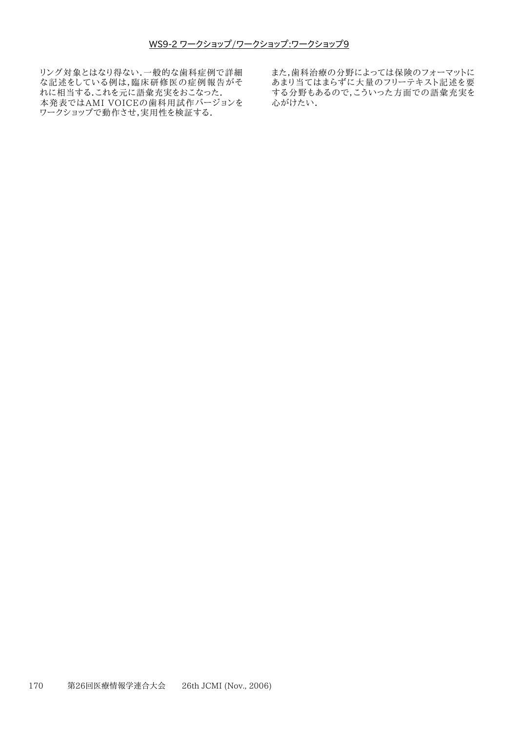リング対象とはなり得ない.一般的な歯科症例で詳細な記述をしている例は,臨床研修医の症例報告がそれに相当する.これを元に語彙充実をおこなった.
本発表ではAMI VOICEの歯科用試作バージョンをワークショップで動作させ,実用性を検証する.

また,歯科治療の分野によっては保険のフォーマットにあまり当てはまらずに大量のフリーテキスト記述を要する分野もあるので,こういった方面での語彙充実を心がけたい.